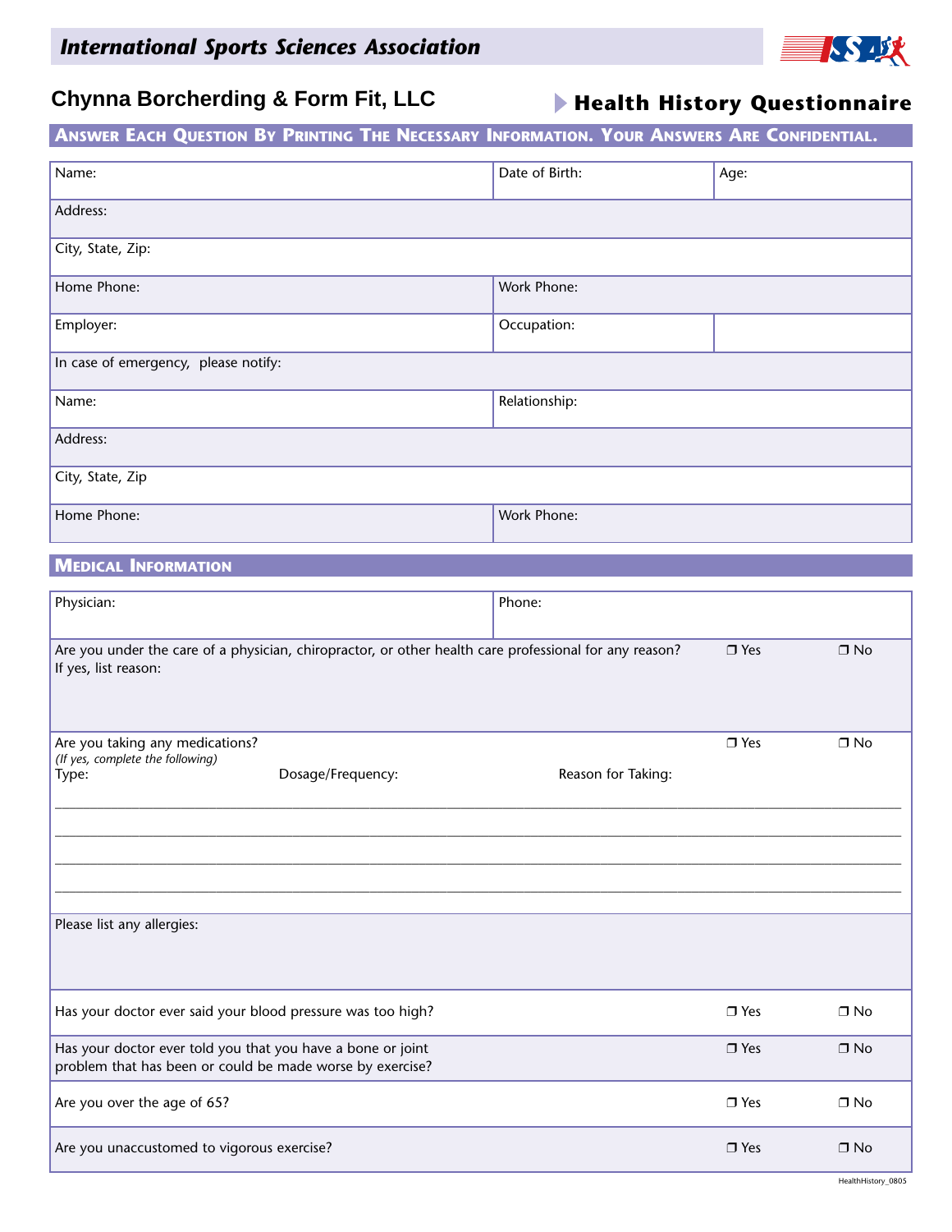## International Sports Sciences Association

### Chynna Borcherding & Form Fit, LLC

# Health History Questionnaire

**ANSWER EACH QUESTION BY PRINTING THE NECESSARY INFORMATION. YOUR ANSWERS ARE CONFIDENTIAL.**

| | | |
|---|---|---|
| Name: | Date of Birth: | Age: |
| Address: | | |
| City, State, Zip: | | |
| Home Phone: | Work Phone: | |
| Employer: | Occupation: | |
| In case of emergency, please notify: | | |
| Name: | Relationship: | |
| Address: | | |
| City, State, Zip | | |
| Home Phone: | Work Phone: | |

## MEDICAL INFORMATION

| | | | |
|---|---|---|---|
| Physician: | Phone: | | |
| Are you under the care of a physician, chiropractor, or other health care professional for any reason? If yes, list reason: | | ❒ Yes | ❒ No |
| Are you taking any medications? *(If yes, complete the following)* | | ❒ Yes | ❒ No |

Type: Dosage/Frequency: Reason for Taking:

___________________________________________________________________________

___________________________________________________________________________

___________________________________________________________________________

___________________________________________________________________________

| | | |
|---|---|---|
| Please list any allergies: | | |
| Has your doctor ever said your blood pressure was too high? | ❒ Yes | ❒ No |
| Has your doctor ever told you that you have a bone or joint problem that has been or could be made worse by exercise? | ❒ Yes | ❒ No |
| Are you over the age of 65? | ❒ Yes | ❒ No |
| Are you unaccustomed to vigorous exercise? | ❒ Yes | ❒ No |

HealthHistory_0805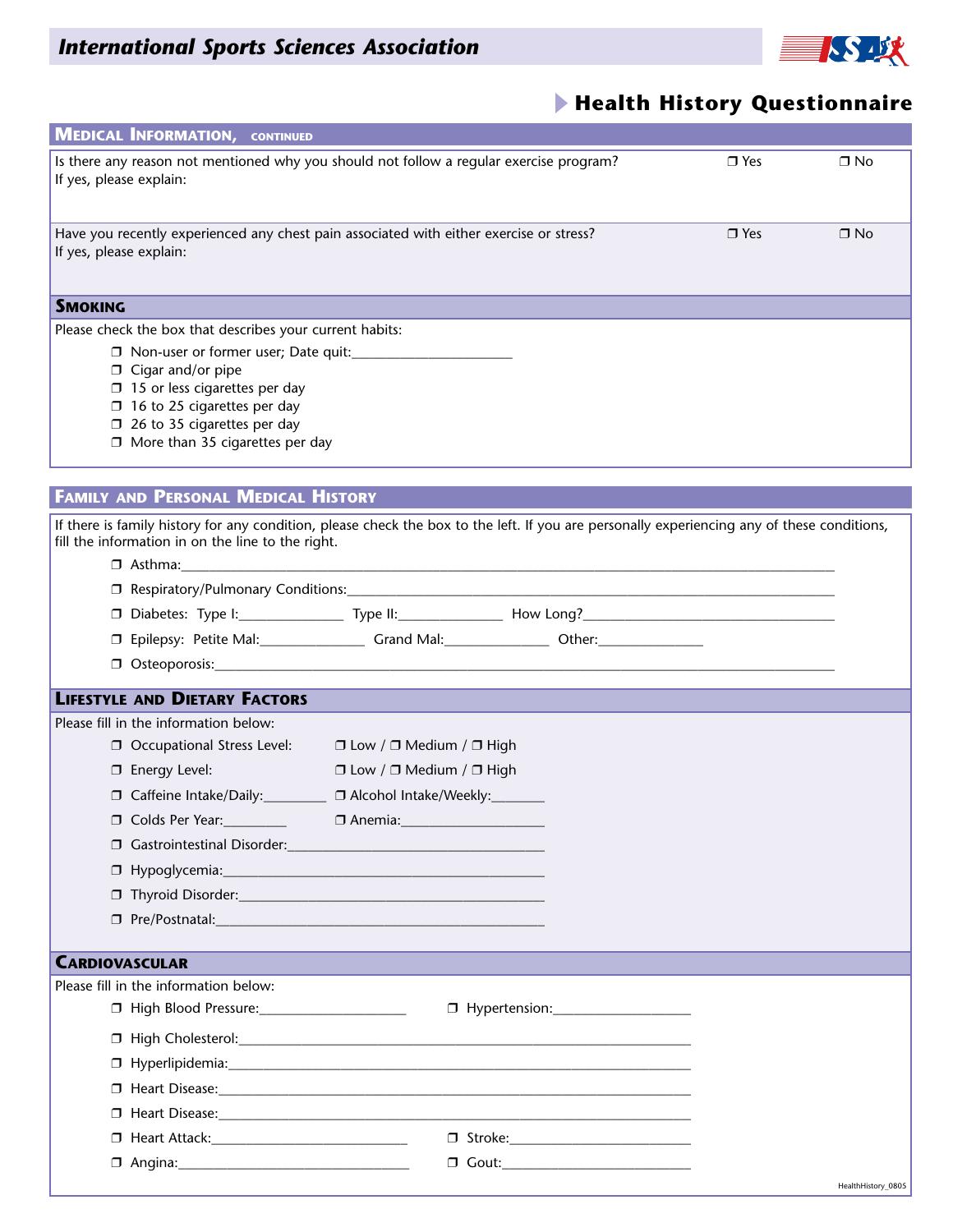# Health History Questionnaire

## Medical Information, continued

Is there any reason not mentioned why you should not follow a regular exercise program? ❒ Yes ❒ No
If yes, please explain:

Have you recently experienced any chest pain associated with either exercise or stress? ❒ Yes ❒ No
If yes, please explain:

## Smoking

Please check the box that describes your current habits:

- ❒ Non-user or former user; Date quit:______________________
- ❒ Cigar and/or pipe
- ❒ 15 or less cigarettes per day
- ❒ 16 to 25 cigarettes per day
- ❒ 26 to 35 cigarettes per day
- ❒ More than 35 cigarettes per day

## Family and Personal Medical History

If there is family history for any condition, please check the box to the left. If you are personally experiencing any of these conditions, fill the information in on the line to the right.

- ❒ Asthma:______________________________________________
- ❒ Respiratory/Pulmonary Conditions:______________________________
- ❒ Diabetes: Type I:______________ Type II:______________ How Long?______________
- ❒ Epilepsy: Petite Mal:______________ Grand Mal:______________ Other:______________
- ❒ Osteoporosis:______________________________________________

## Lifestyle and Dietary Factors

Please fill in the information below:

- ❒ Occupational Stress Level: ❒ Low / ❒ Medium / ❒ High
- ❒ Energy Level: ❒ Low / ❒ Medium / ❒ High
- ❒ Caffeine Intake/Daily:_________ ❒ Alcohol Intake/Weekly:_______
- ❒ Colds Per Year:_________ ❒ Anemia:____________________
- ❒ Gastrointestinal Disorder:______________________________
- ❒ Hypoglycemia:______________________________
- ❒ Thyroid Disorder:______________________________
- ❒ Pre/Postnatal:______________________________

## Cardiovascular

Please fill in the information below:

- ❒ High Blood Pressure:____________________ ❒ Hypertension:____________________
- ❒ High Cholesterol:______________________________________________
- ❒ Hyperlipidemia:______________________________________________
- ❒ Heart Disease:______________________________________________
- ❒ Heart Disease:______________________________________________
- ❒ Heart Attack:____________________________ ❒ Stroke:__________________________
- ❒ Angina:_________________________________ ❒ Gout:___________________________

HealthHistory_0805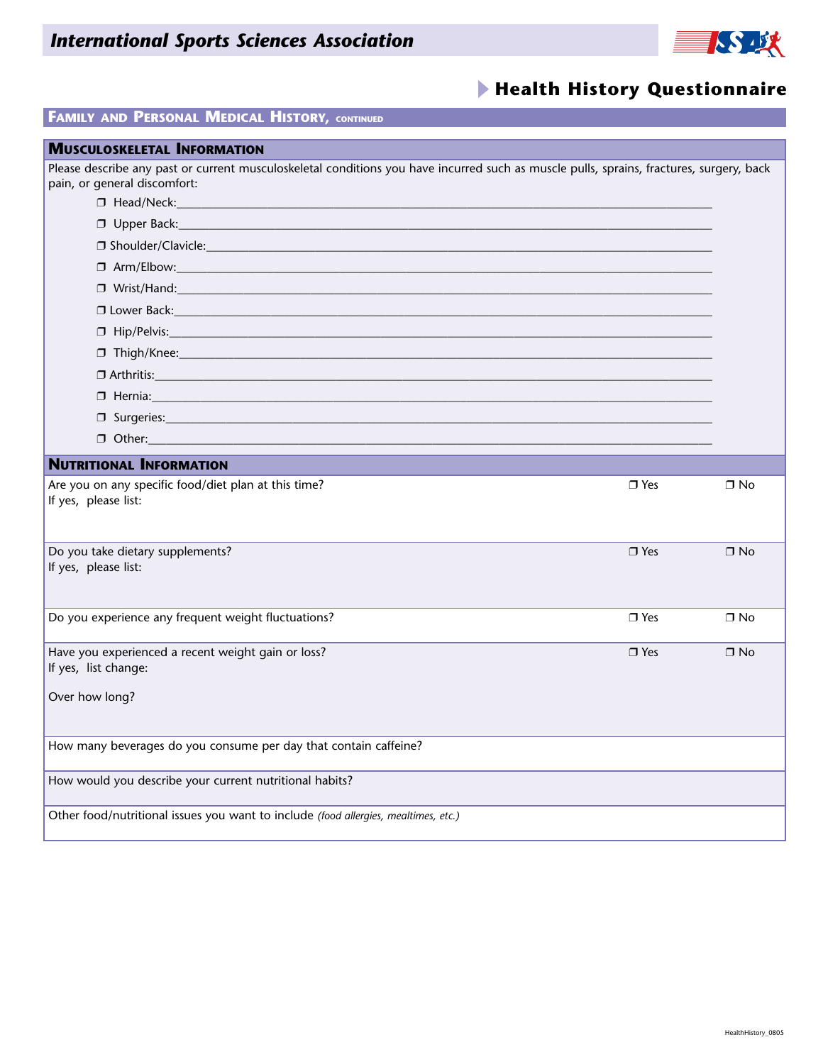## Family and Personal Medical History, continued

### Musculoskeletal Information

Please describe any past or current musculoskeletal conditions you have incurred such as muscle pulls, sprains, fractures, surgery, back pain, or general discomfort:

- ❐ Head/Neck:______________________________
- ❐ Upper Back:______________________________
- ❐ Shoulder/Clavicle:______________________________
- ❐ Arm/Elbow:______________________________
- ❐ Wrist/Hand:______________________________
- ❐ Lower Back:______________________________
- ❐ Hip/Pelvis:______________________________
- ❐ Thigh/Knee:______________________________
- ❐ Arthritis:______________________________
- ❐ Hernia:______________________________
- ❐ Surgeries:______________________________
- ❐ Other:______________________________

### Nutritional Information

| Question | | |
|---|---|---|
| Are you on any specific food/diet plan at this time?<br>If yes, please list: | ❐ Yes | ❐ No |
| Do you take dietary supplements?<br>If yes, please list: | ❐ Yes | ❐ No |
| Do you experience any frequent weight fluctuations? | ❐ Yes | ❐ No |
| Have you experienced a recent weight gain or loss?<br>If yes, list change:<br>Over how long? | ❐ Yes | ❐ No |
| How many beverages do you consume per day that contain caffeine? | | |
| How would you describe your current nutritional habits? | | |
| Other food/nutritional issues you want to include *(food allergies, mealtimes, etc.)* | | |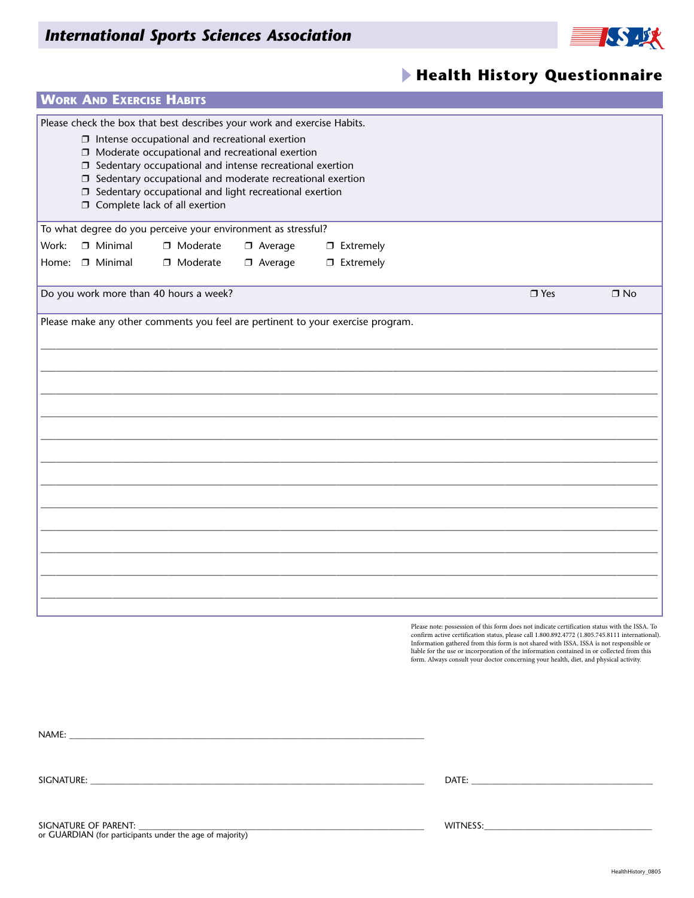## International Sports Sciences Association

# Health History Questionnaire

## Work And Exercise Habits

Please check the box that best describes your work and exercise Habits.

- ❒ Intense occupational and recreational exertion
- ❒ Moderate occupational and recreational exertion
- ❒ Sedentary occupational and intense recreational exertion
- ❒ Sedentary occupational and moderate recreational exertion
- ❒ Sedentary occupational and light recreational exertion
- ❒ Complete lack of all exertion

To what degree do you perceive your environment as stressful?

Work: ❒ Minimal ❒ Moderate ❒ Average ❒ Extremely

Home: ❒ Minimal ❒ Moderate ❒ Average ❒ Extremely

Do you work more than 40 hours a week? ❒ Yes ❒ No

Please make any other comments you feel are pertinent to your exercise program.

___________________________________________________________________________

___________________________________________________________________________

___________________________________________________________________________

___________________________________________________________________________

___________________________________________________________________________

___________________________________________________________________________

___________________________________________________________________________

___________________________________________________________________________

___________________________________________________________________________

___________________________________________________________________________

___________________________________________________________________________

___________________________________________________________________________

Please note: possession of this form does not indicate certification status with the ISSA. To confirm active certification status, please call 1.800.892.4772 (1.805.745.8111 international). Information gathered from this form is not shared with ISSA. ISSA is not responsible or liable for the use or incorporation of the information contained in or collected from this form. Always consult your doctor concerning your health, diet, and physical activity.

NAME: ___________________________________________

SIGNATURE: ___________________________________________ DATE: ______________________

SIGNATURE OF PARENT: ___________________________________________ WITNESS: ______________________
or GUARDIAN (for participants under the age of majority)

HealthHistory_0805